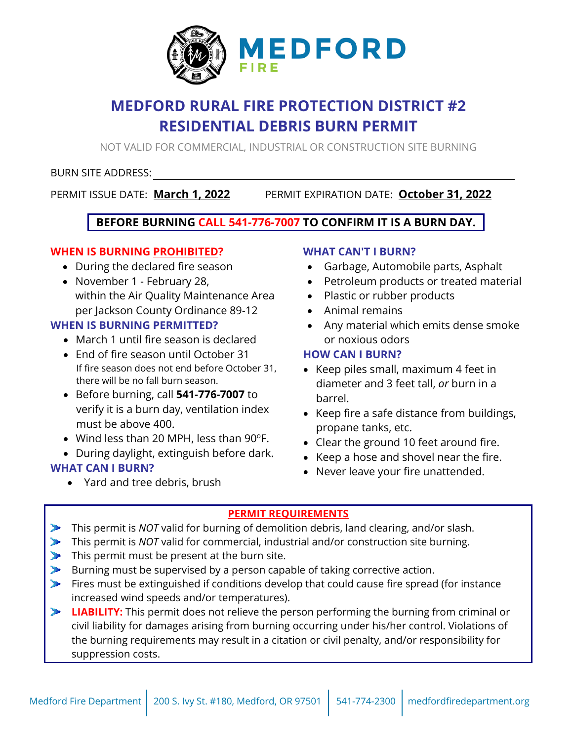# MEDFORD RURAL FIRE PROTECTION DISTRICT #2
# RESIDENTIAL DEBRIS BURN PERMIT

NOT VALID FOR COMMERCIAL, INDUSTRIAL OR CONSTRUCTION SITE BURNING

BURN SITE ADDRESS: ______________________________

PERMIT ISSUE DATE: **March 1, 2022** PERMIT EXPIRATION DATE: **October 31, 2022**

**BEFORE BURNING CALL 541-776-7007 TO CONFIRM IT IS A BURN DAY.**

### WHEN IS BURNING PROHIBITED?

- During the declared fire season
- November 1 - February 28, within the Air Quality Maintenance Area per Jackson County Ordinance 89-12

### WHEN IS BURNING PERMITTED?

- March 1 until fire season is declared
- End of fire season until October 31
  If fire season does not end before October 31, there will be no fall burn season.
- Before burning, call **541-776-7007** to verify it is a burn day, ventilation index must be above 400.
- Wind less than 20 MPH, less than 90ºF.
- During daylight, extinguish before dark.

### WHAT CAN I BURN?

- Yard and tree debris, brush

### WHAT CAN'T I BURN?

- Garbage, Automobile parts, Asphalt
- Petroleum products or treated material
- Plastic or rubber products
- Animal remains
- Any material which emits dense smoke or noxious odors

### HOW CAN I BURN?

- Keep piles small, maximum 4 feet in diameter and 3 feet tall, *or* burn in a barrel.
- Keep fire a safe distance from buildings, propane tanks, etc.
- Clear the ground 10 feet around fire.
- Keep a hose and shovel near the fire.
- Never leave your fire unattended.

### PERMIT REQUIREMENTS

- This permit is *NOT* valid for burning of demolition debris, land clearing, and/or slash.
- This permit is *NOT* valid for commercial, industrial and/or construction site burning.
- This permit must be present at the burn site.
- Burning must be supervised by a person capable of taking corrective action.
- Fires must be extinguished if conditions develop that could cause fire spread (for instance increased wind speeds and/or temperatures).
- **LIABILITY:** This permit does not relieve the person performing the burning from criminal or civil liability for damages arising from burning occurring under his/her control. Violations of the burning requirements may result in a citation or civil penalty, and/or responsibility for suppression costs.

Medford Fire Department | 200 S. Ivy St. #180, Medford, OR 97501 | 541-774-2300 | medfordfiredepartment.org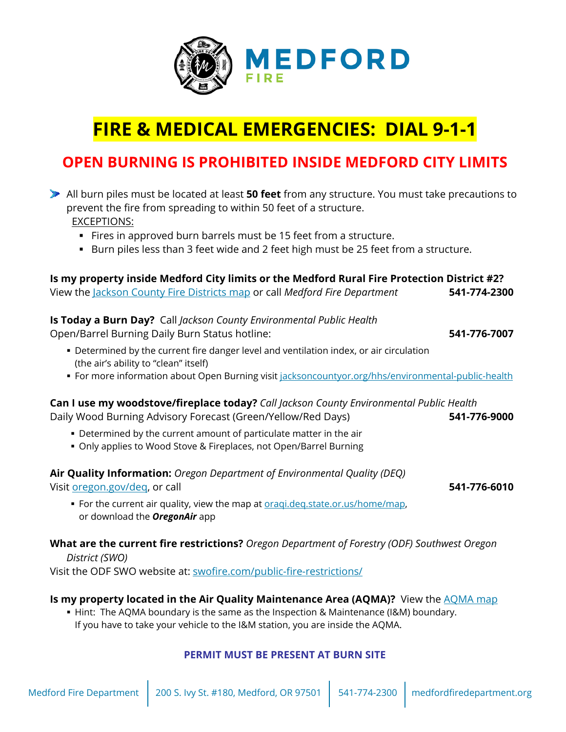# MEDFORD FIRE

## FIRE & MEDICAL EMERGENCIES: DIAL 9-1-1

## OPEN BURNING IS PROHIBITED INSIDE MEDFORD CITY LIMITS

- All burn piles must be located at least **50 feet** from any structure. You must take precautions to prevent the fire from spreading to within 50 feet of a structure.

  EXCEPTIONS:
  - Fires in approved burn barrels must be 15 feet from a structure.
  - Burn piles less than 3 feet wide and 2 feet high must be 25 feet from a structure.

**Is my property inside Medford City limits or the Medford Rural Fire Protection District #2?**
View the Jackson County Fire Districts map or call *Medford Fire Department* **541-774-2300**

**Is Today a Burn Day?** Call *Jackson County Environmental Public Health*
Open/Barrel Burning Daily Burn Status hotline: **541-776-7007**

- Determined by the current fire danger level and ventilation index, or air circulation (the air's ability to "clean" itself)
- For more information about Open Burning visit jacksoncountyor.org/hhs/environmental-public-health

**Can I use my woodstove/fireplace today?** *Call Jackson County Environmental Public Health*
Daily Wood Burning Advisory Forecast (Green/Yellow/Red Days) **541-776-9000**

- Determined by the current amount of particulate matter in the air
- Only applies to Wood Stove & Fireplaces, not Open/Barrel Burning

**Air Quality Information:** *Oregon Department of Environmental Quality (DEQ)*
Visit oregon.gov/deq, or call **541-776-6010**

- For the current air quality, view the map at oraqi.deq.state.or.us/home/map, or download the ***OregonAir*** app

**What are the current fire restrictions?** *Oregon Department of Forestry (ODF) Southwest Oregon District (SWO)*
Visit the ODF SWO website at: swofire.com/public-fire-restrictions/

**Is my property located in the Air Quality Maintenance Area (AQMA)?** View the AQMA map

- Hint: The AQMA boundary is the same as the Inspection & Maintenance (I&M) boundary. If you have to take your vehicle to the I&M station, you are inside the AQMA.

**PERMIT MUST BE PRESENT AT BURN SITE**

Medford Fire Department | 200 S. Ivy St. #180, Medford, OR 97501 | 541-774-2300 | medfordfiredepartment.org